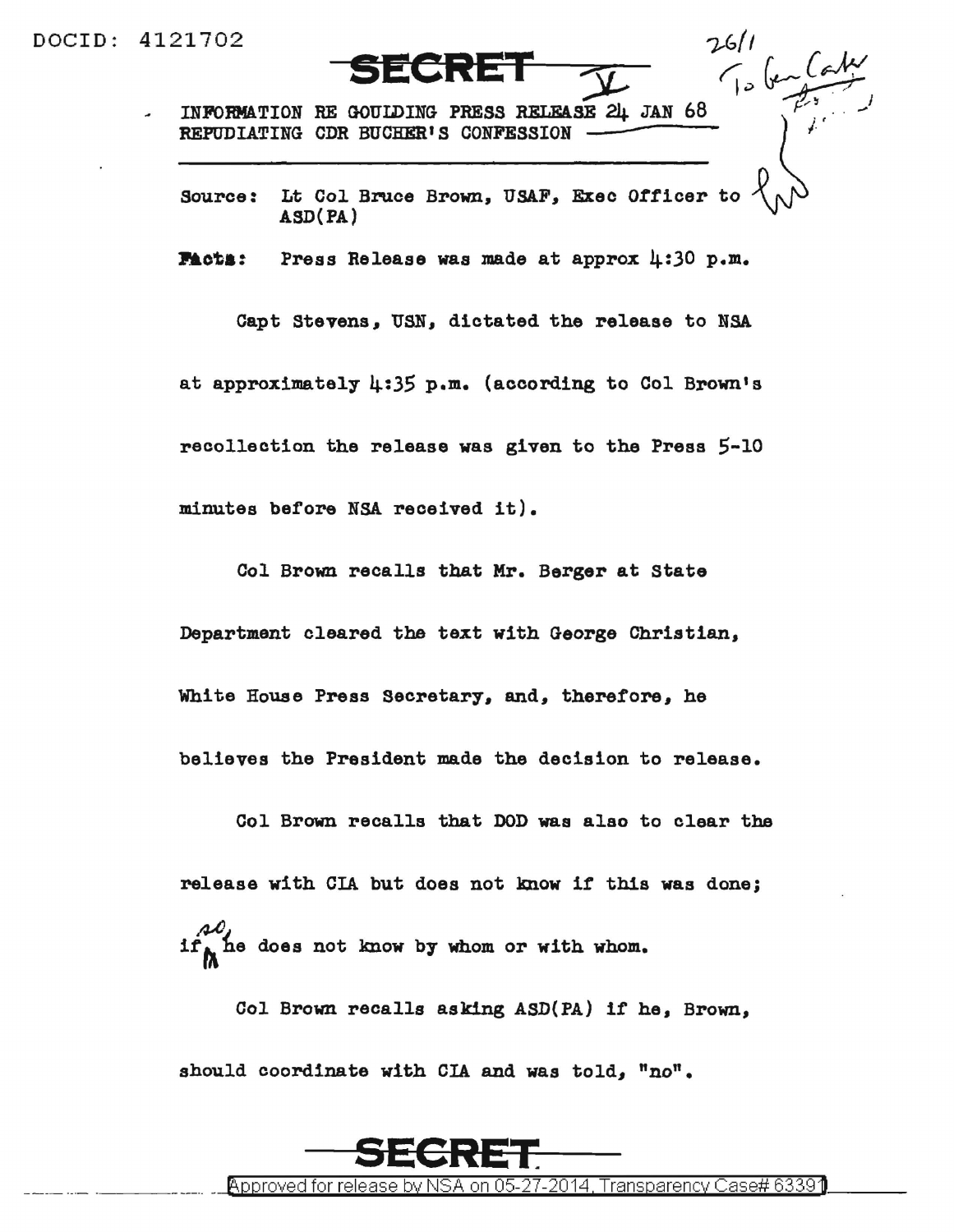DOCID: 4121702

**SECRET**

INFORMATION RE GOULDING PRESS RELEASE 24 JAN 68 REPUDIATING CDR BUCHER'S CONFESSION

Source: Lt Col Bruce Brown, USAF, Exec Officer to ASD(PA)

**Facts:** Press Release was made at approx 4:30 p.m.

Capt Stevens, USN, dictated the release to NSA at approximately 4:35 p.m. (according to Col Brown's recollection the release was given to the Press 5-10 minutes before NSA received it).

Col Brown recalls that Mr. Berger at State Department cleared the text with George Christian, White House Press Secretary, and, therefore, he believes the President made the decision to release.

Col Brown recalls that DOD was also to clear the release with CIA but does not know if this was done; if so, he does not know by whom or with whom.

Col Brown recalls asking ASD(PA) if he, Brown, should coordinate with CIA and was told, "no".

**SECRET**

Approved for release by NSA on 05-27-2014, Transparency Case# 63391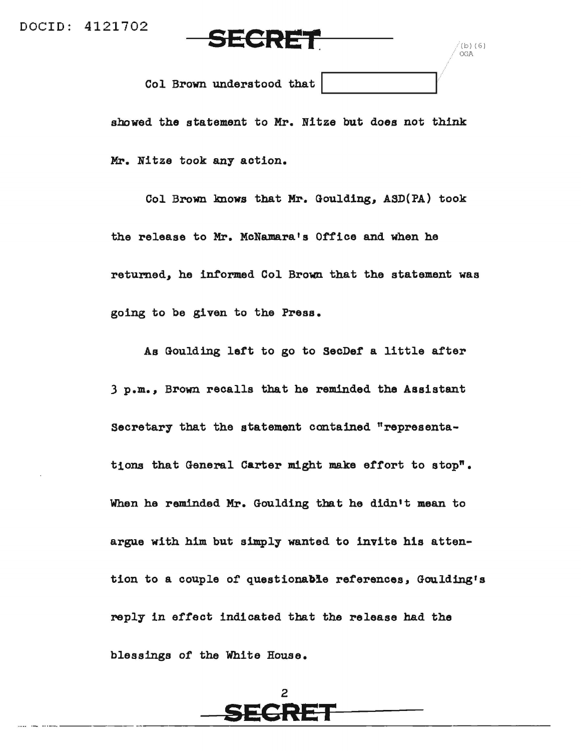Col Brown understood that [redacted] showed the statement to Mr. Nitze but does not think Mr. Nitze took any action.

Col Brown knows that Mr. Goulding, ASD(PA) took the release to Mr. McNamara's Office and when he returned, he informed Col Brown that the statement was going to be given to the Press.

As Goulding left to go to SecDef a little after 3 p.m., Brown recalls that he reminded the Assistant Secretary that the statement contained "representations that General Carter might make effort to stop". When he reminded Mr. Goulding that he didn't mean to argue with him but simply wanted to invite his attention to a couple of questionable references, Goulding's reply in effect indicated that the release had the blessings of the White House.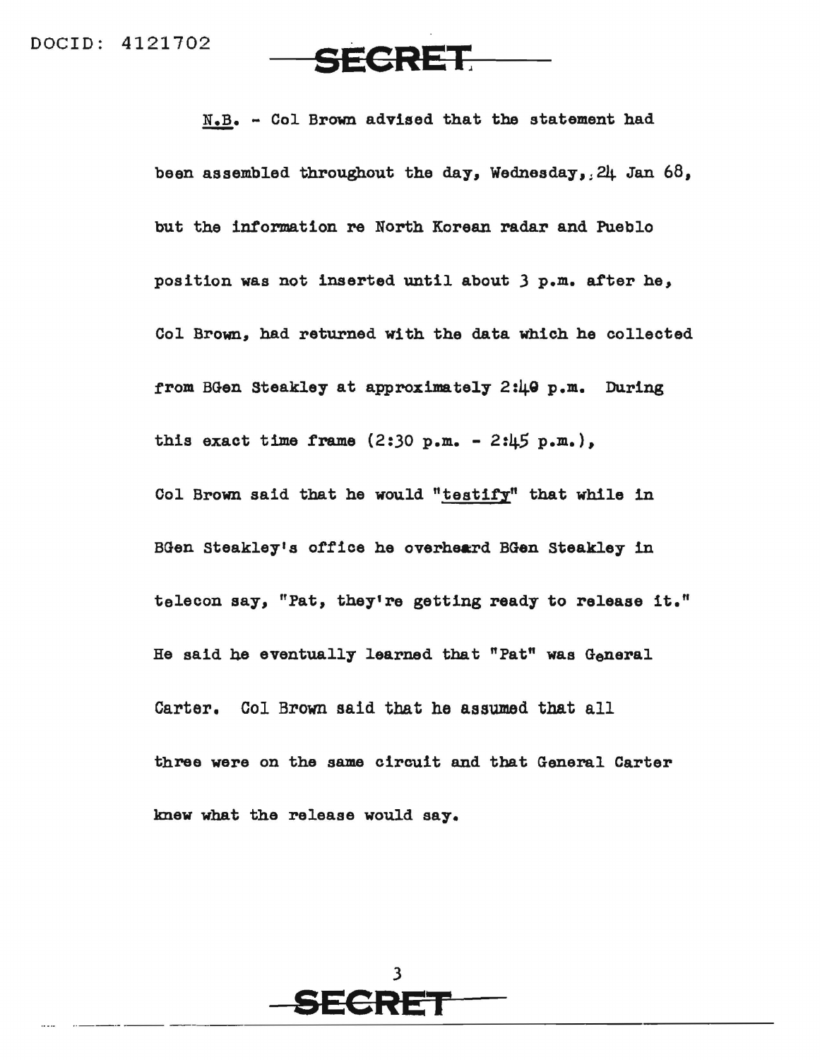N.B. - Col Brown advised that the statement had been assembled throughout the day, Wednesday, 24 Jan 68, but the information re North Korean radar and Pueblo position was not inserted until about 3 p.m. after he, Col Brown, had returned with the data which he collected from BGen Steakley at approximately 2:40 p.m. During this exact time frame (2:30 p.m. - 2:45 p.m.), Col Brown said that he would "testify" that while in BGen Steakley's office he overheard BGen Steakley in telecon say, "Pat, they're getting ready to release it." He said he eventually learned that "Pat" was General Carter. Col Brown said that he assumed that all three were on the same circuit and that General Carter knew what the release would say.